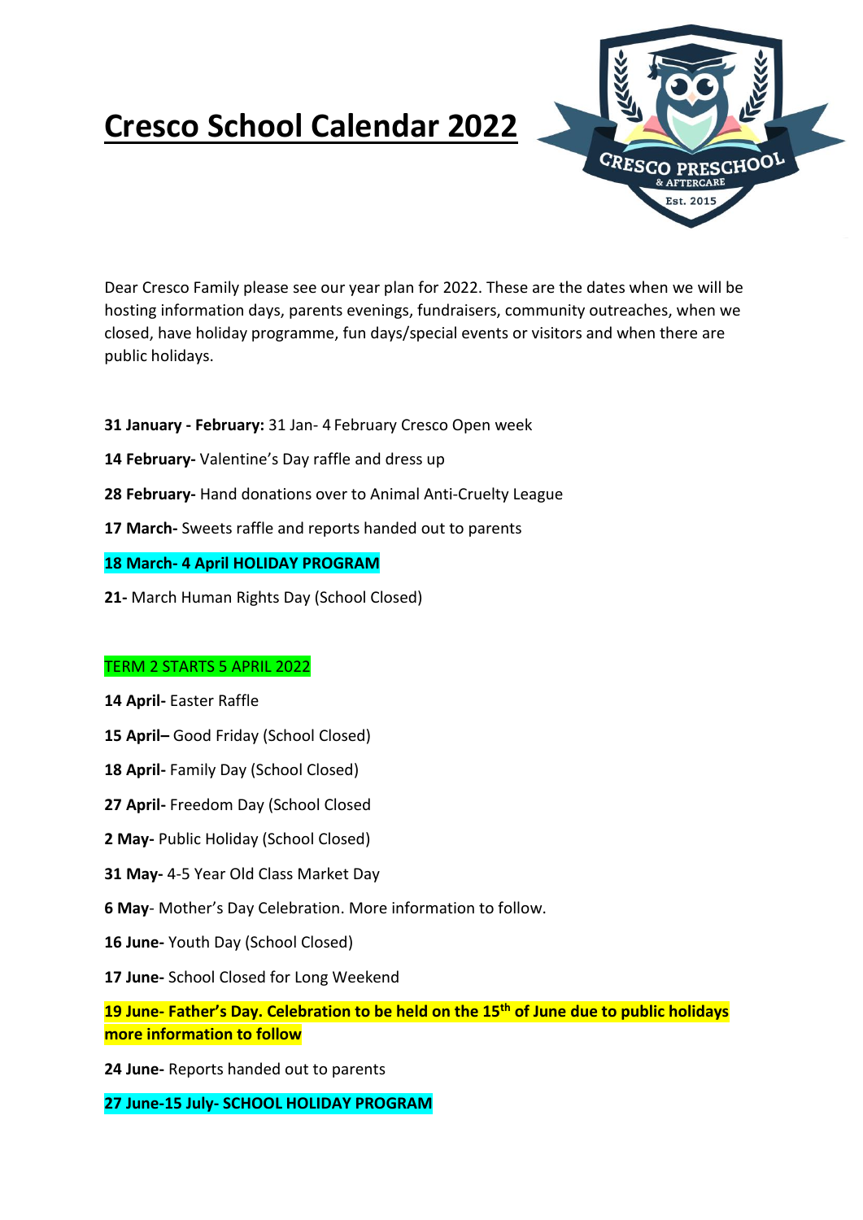# Cresco School Calendar 2022

Dear Cresco Family please see our year plan for 2022. These are the dates when we will be hosting information days, parents evenings, fundraisers, community outreaches, when we closed, have holiday programme, fun days/special events or visitors and when there are public holidays.

**31 January - February:** 31 Jan- 4 February Cresco Open week

**14 February-** Valentine's Day raffle and dress up

**28 February-** Hand donations over to Animal Anti-Cruelty League

**17 March-** Sweets raffle and reports handed out to parents

**18 March- 4 April HOLIDAY PROGRAM**

**21-** March Human Rights Day (School Closed)

TERM 2 STARTS 5 APRIL 2022

**14 April-** Easter Raffle

**15 April–** Good Friday (School Closed)

**18 April-** Family Day (School Closed)

**27 April-** Freedom Day (School Closed

**2 May-** Public Holiday (School Closed)

**31 May-** 4-5 Year Old Class Market Day

**6 May**- Mother's Day Celebration. More information to follow.

**16 June-** Youth Day (School Closed)

**17 June-** School Closed for Long Weekend

**19 June- Father's Day. Celebration to be held on the 15th of June due to public holidays more information to follow**

**24 June-** Reports handed out to parents

**27 June-15 July- SCHOOL HOLIDAY PROGRAM**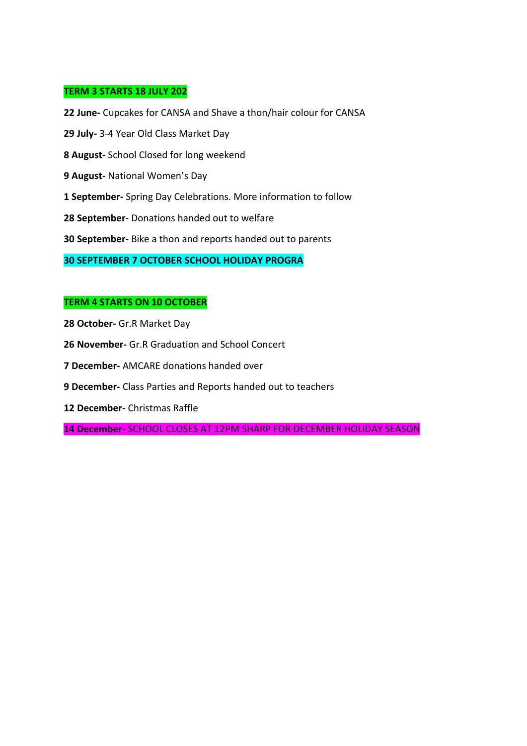**TERM 3 STARTS 18 JULY 202**

**22 June-** Cupcakes for CANSA and Shave a thon/hair colour for CANSA

**29 July-** 3-4 Year Old Class Market Day

**8 August-** School Closed for long weekend

**9 August-** National Women's Day

**1 September-** Spring Day Celebrations. More information to follow

**28 September**- Donations handed out to welfare

**30 September-** Bike a thon and reports handed out to parents

**30 SEPTEMBER 7 OCTOBER SCHOOL HOLIDAY PROGRA**

**TERM 4 STARTS ON 10 OCTOBER**

**28 October-** Gr.R Market Day

**26 November-** Gr.R Graduation and School Concert

**7 December-** AMCARE donations handed over

**9 December-** Class Parties and Reports handed out to teachers

**12 December-** Christmas Raffle

**14 December-** SCHOOL CLOSES AT 12PM SHARP FOR DECEMBER HOLIDAY SEASON